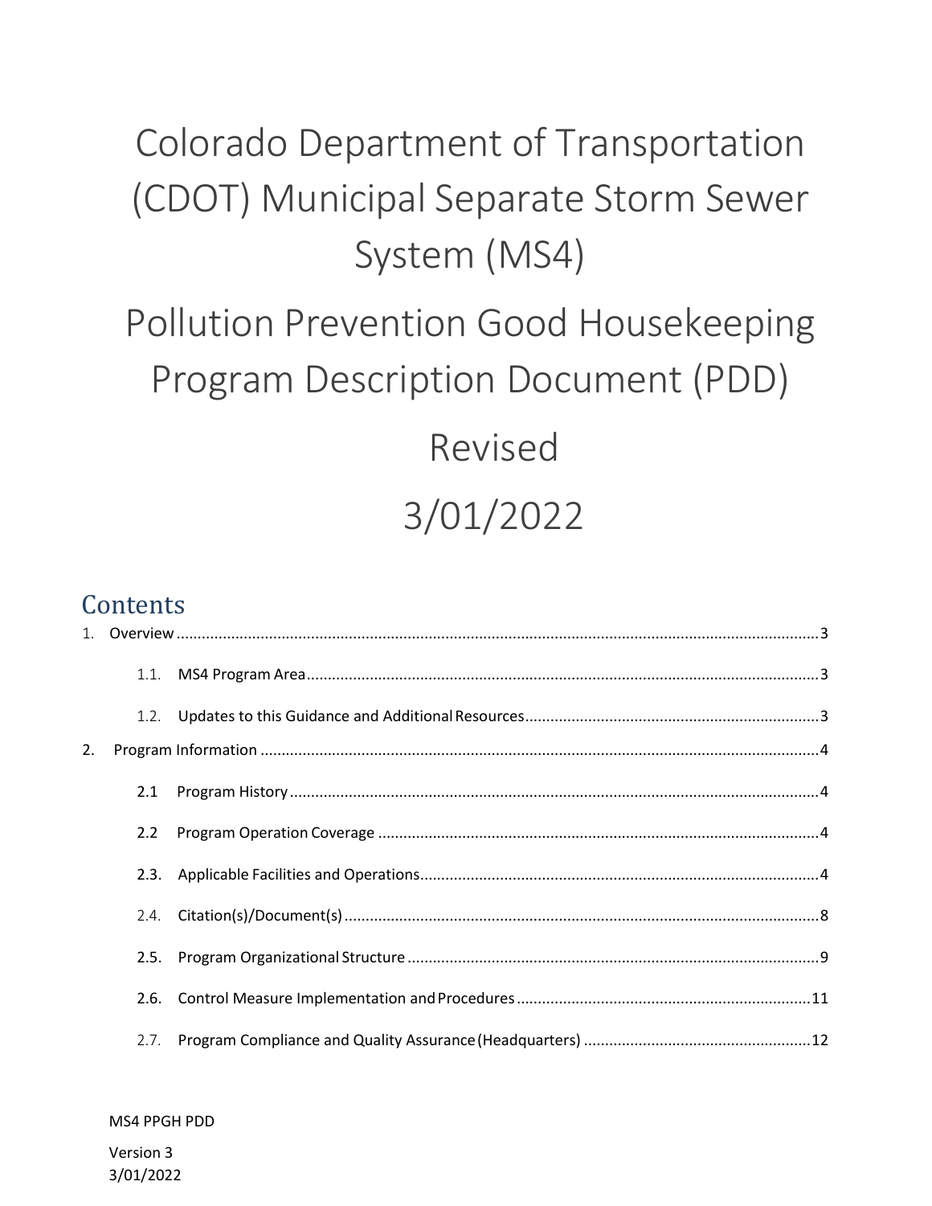# Colorado Department of Transportation (CDOT) Municipal Separate Storm Sewer System (MS4)

# Pollution Prevention Good Housekeeping Program Description Document (PDD)

# Revised

# 3/01/2022

## Contents

1. Overview ..... 3
    - 1.1. MS4 Program Area ..... 3
    - 1.2. Updates to this Guidance and Additional Resources ..... 3
2. Program Information ..... 4
    - 2.1 Program History ..... 4
    - 2.2 Program Operation Coverage ..... 4
    - 2.3. Applicable Facilities and Operations ..... 4
    - 2.4. Citation(s)/Document(s) ..... 8
    - 2.5. Program Organizational Structure ..... 9
    - 2.6. Control Measure Implementation and Procedures ..... 11
    - 2.7. Program Compliance and Quality Assurance (Headquarters) ..... 12

MS4 PPGH PDD

Version 3
3/01/2022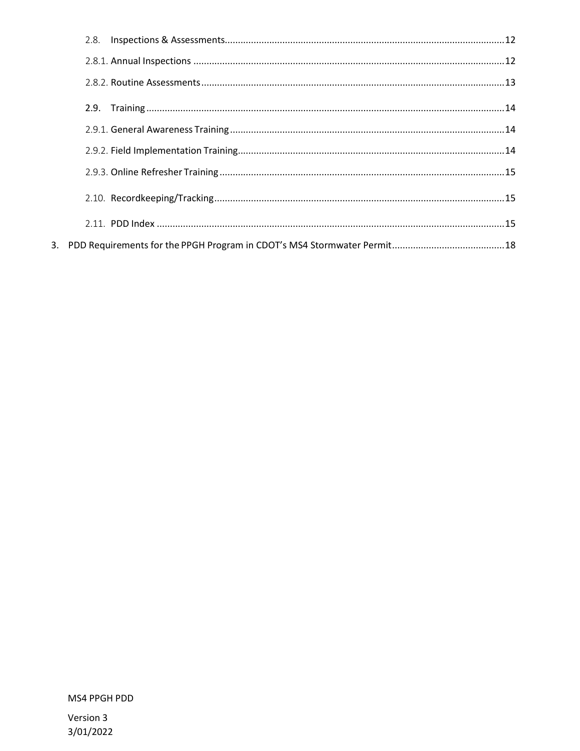2.8. Inspections & Assessments ..... 12

2.8.1. Annual Inspections ..... 12

2.8.2. Routine Assessments ..... 13

2.9. Training ..... 14

2.9.1. General Awareness Training ..... 14

2.9.2. Field Implementation Training ..... 14

2.9.3. Online Refresher Training ..... 15

2.10. Recordkeeping/Tracking ..... 15

2.11. PDD Index ..... 15

3. PDD Requirements for the PPGH Program in CDOT's MS4 Stormwater Permit ..... 18

MS4 PPGH PDD

Version 3
3/01/2022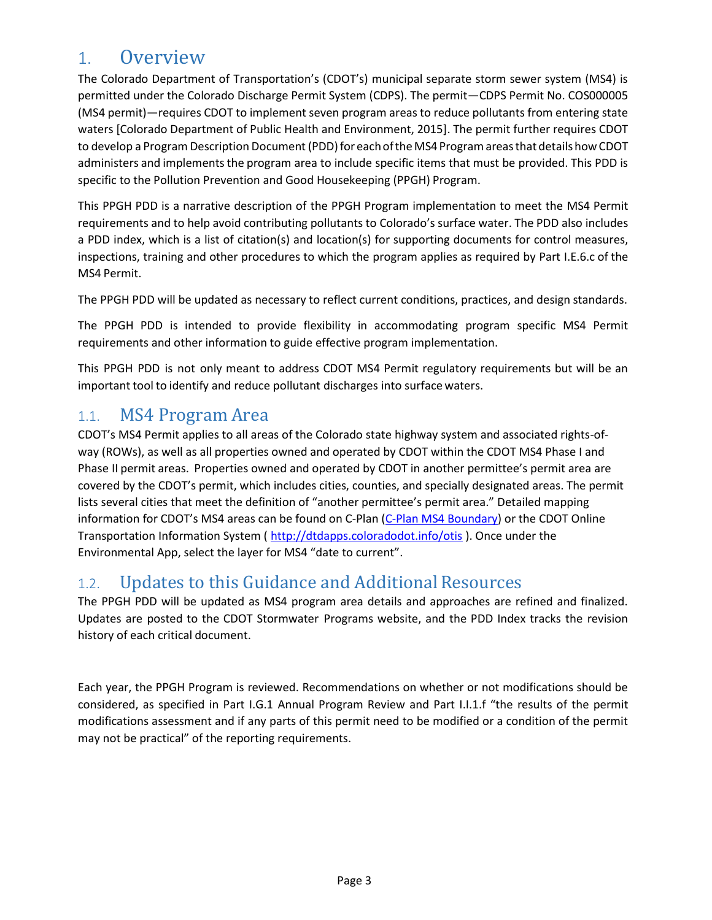# 1. Overview

The Colorado Department of Transportation's (CDOT's) municipal separate storm sewer system (MS4) is permitted under the Colorado Discharge Permit System (CDPS). The permit—CDPS Permit No. COS000005 (MS4 permit)—requires CDOT to implement seven program areas to reduce pollutants from entering state waters [Colorado Department of Public Health and Environment, 2015]. The permit further requires CDOT to develop a Program Description Document (PDD) for each of the MS4 Program areas that details how CDOT administers and implements the program area to include specific items that must be provided. This PDD is specific to the Pollution Prevention and Good Housekeeping (PPGH) Program.

This PPGH PDD is a narrative description of the PPGH Program implementation to meet the MS4 Permit requirements and to help avoid contributing pollutants to Colorado's surface water. The PDD also includes a PDD index, which is a list of citation(s) and location(s) for supporting documents for control measures, inspections, training and other procedures to which the program applies as required by Part I.E.6.c of the MS4 Permit.

The PPGH PDD will be updated as necessary to reflect current conditions, practices, and design standards.

The PPGH PDD is intended to provide flexibility in accommodating program specific MS4 Permit requirements and other information to guide effective program implementation.

This PPGH PDD is not only meant to address CDOT MS4 Permit regulatory requirements but will be an important tool to identify and reduce pollutant discharges into surface waters.

## 1.1. MS4 Program Area

CDOT's MS4 Permit applies to all areas of the Colorado state highway system and associated rights-of-way (ROWs), as well as all properties owned and operated by CDOT within the CDOT MS4 Phase I and Phase II permit areas. Properties owned and operated by CDOT in another permittee's permit area are covered by the CDOT's permit, which includes cities, counties, and specially designated areas. The permit lists several cities that meet the definition of "another permittee's permit area." Detailed mapping information for CDOT's MS4 areas can be found on C-Plan (C-Plan MS4 Boundary) or the CDOT Online Transportation Information System ( http://dtdapps.coloradodot.info/otis ). Once under the Environmental App, select the layer for MS4 "date to current".

## 1.2. Updates to this Guidance and Additional Resources

The PPGH PDD will be updated as MS4 program area details and approaches are refined and finalized. Updates are posted to the CDOT Stormwater Programs website, and the PDD Index tracks the revision history of each critical document.

Each year, the PPGH Program is reviewed. Recommendations on whether or not modifications should be considered, as specified in Part I.G.1 Annual Program Review and Part I.I.1.f "the results of the permit modifications assessment and if any parts of this permit need to be modified or a condition of the permit may not be practical" of the reporting requirements.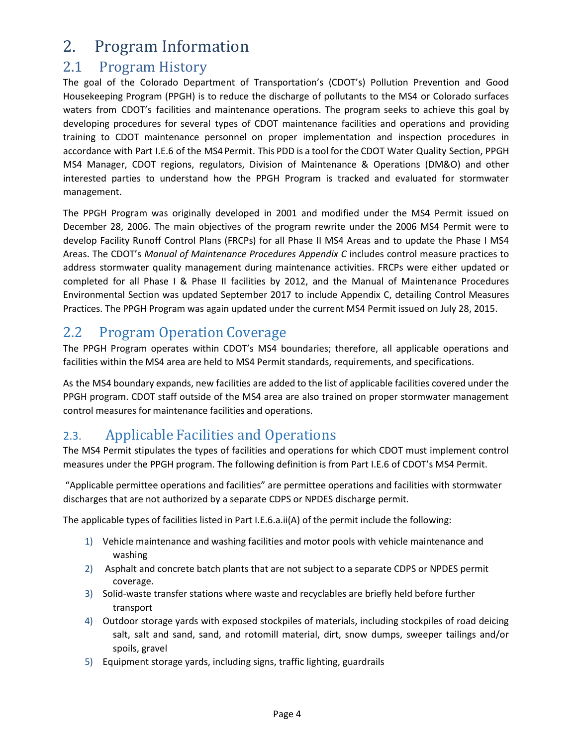# 2. Program Information

## 2.1 Program History

The goal of the Colorado Department of Transportation's (CDOT's) Pollution Prevention and Good Housekeeping Program (PPGH) is to reduce the discharge of pollutants to the MS4 or Colorado surfaces waters from CDOT's facilities and maintenance operations. The program seeks to achieve this goal by developing procedures for several types of CDOT maintenance facilities and operations and providing training to CDOT maintenance personnel on proper implementation and inspection procedures in accordance with Part I.E.6 of the MS4 Permit. This PDD is a tool for the CDOT Water Quality Section, PPGH MS4 Manager, CDOT regions, regulators, Division of Maintenance & Operations (DM&O) and other interested parties to understand how the PPGH Program is tracked and evaluated for stormwater management.

The PPGH Program was originally developed in 2001 and modified under the MS4 Permit issued on December 28, 2006. The main objectives of the program rewrite under the 2006 MS4 Permit were to develop Facility Runoff Control Plans (FRCPs) for all Phase II MS4 Areas and to update the Phase I MS4 Areas. The CDOT's *Manual of Maintenance Procedures Appendix C* includes control measure practices to address stormwater quality management during maintenance activities. FRCPs were either updated or completed for all Phase I & Phase II facilities by 2012, and the Manual of Maintenance Procedures Environmental Section was updated September 2017 to include Appendix C, detailing Control Measures Practices. The PPGH Program was again updated under the current MS4 Permit issued on July 28, 2015.

## 2.2 Program Operation Coverage

The PPGH Program operates within CDOT's MS4 boundaries; therefore, all applicable operations and facilities within the MS4 area are held to MS4 Permit standards, requirements, and specifications.

As the MS4 boundary expands, new facilities are added to the list of applicable facilities covered under the PPGH program. CDOT staff outside of the MS4 area are also trained on proper stormwater management control measures for maintenance facilities and operations.

## 2.3. Applicable Facilities and Operations

The MS4 Permit stipulates the types of facilities and operations for which CDOT must implement control measures under the PPGH program. The following definition is from Part I.E.6 of CDOT's MS4 Permit.

"Applicable permittee operations and facilities" are permittee operations and facilities with stormwater discharges that are not authorized by a separate CDPS or NPDES discharge permit.

The applicable types of facilities listed in Part I.E.6.a.ii(A) of the permit include the following:

1) Vehicle maintenance and washing facilities and motor pools with vehicle maintenance and washing
2) Asphalt and concrete batch plants that are not subject to a separate CDPS or NPDES permit coverage.
3) Solid-waste transfer stations where waste and recyclables are briefly held before further transport
4) Outdoor storage yards with exposed stockpiles of materials, including stockpiles of road deicing salt, salt and sand, sand, and rotomill material, dirt, snow dumps, sweeper tailings and/or spoils, gravel
5) Equipment storage yards, including signs, traffic lighting, guardrails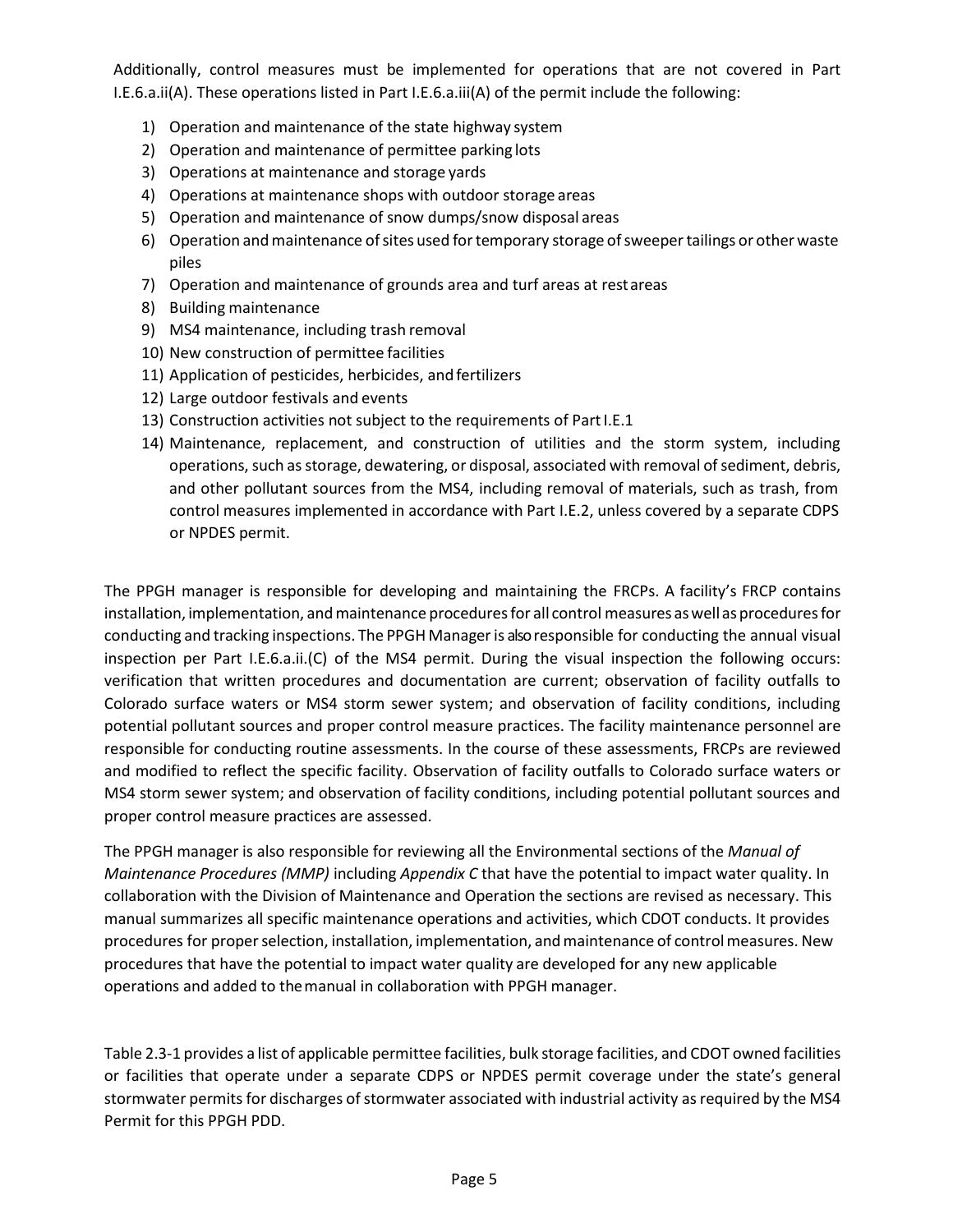Additionally, control measures must be implemented for operations that are not covered in Part I.E.6.a.ii(A). These operations listed in Part I.E.6.a.iii(A) of the permit include the following:

1) Operation and maintenance of the state highway system
2) Operation and maintenance of permittee parking lots
3) Operations at maintenance and storage yards
4) Operations at maintenance shops with outdoor storage areas
5) Operation and maintenance of snow dumps/snow disposal areas
6) Operation and maintenance of sites used for temporary storage of sweeper tailings or other waste piles
7) Operation and maintenance of grounds area and turf areas at rest areas
8) Building maintenance
9) MS4 maintenance, including trash removal
10) New construction of permittee facilities
11) Application of pesticides, herbicides, and fertilizers
12) Large outdoor festivals and events
13) Construction activities not subject to the requirements of Part I.E.1
14) Maintenance, replacement, and construction of utilities and the storm system, including operations, such as storage, dewatering, or disposal, associated with removal of sediment, debris, and other pollutant sources from the MS4, including removal of materials, such as trash, from control measures implemented in accordance with Part I.E.2, unless covered by a separate CDPS or NPDES permit.

The PPGH manager is responsible for developing and maintaining the FRCPs. A facility's FRCP contains installation, implementation, and maintenance procedures for all control measures as well as procedures for conducting and tracking inspections. The PPGH Manager is also responsible for conducting the annual visual inspection per Part I.E.6.a.ii.(C) of the MS4 permit. During the visual inspection the following occurs: verification that written procedures and documentation are current; observation of facility outfalls to Colorado surface waters or MS4 storm sewer system; and observation of facility conditions, including potential pollutant sources and proper control measure practices. The facility maintenance personnel are responsible for conducting routine assessments. In the course of these assessments, FRCPs are reviewed and modified to reflect the specific facility. Observation of facility outfalls to Colorado surface waters or MS4 storm sewer system; and observation of facility conditions, including potential pollutant sources and proper control measure practices are assessed.

The PPGH manager is also responsible for reviewing all the Environmental sections of the *Manual of Maintenance Procedures (MMP)* including *Appendix C* that have the potential to impact water quality. In collaboration with the Division of Maintenance and Operation the sections are revised as necessary. This manual summarizes all specific maintenance operations and activities, which CDOT conducts. It provides procedures for proper selection, installation, implementation, and maintenance of control measures. New procedures that have the potential to impact water quality are developed for any new applicable operations and added to the manual in collaboration with PPGH manager.

Table 2.3-1 provides a list of applicable permittee facilities, bulk storage facilities, and CDOT owned facilities or facilities that operate under a separate CDPS or NPDES permit coverage under the state's general stormwater permits for discharges of stormwater associated with industrial activity as required by the MS4 Permit for this PPGH PDD.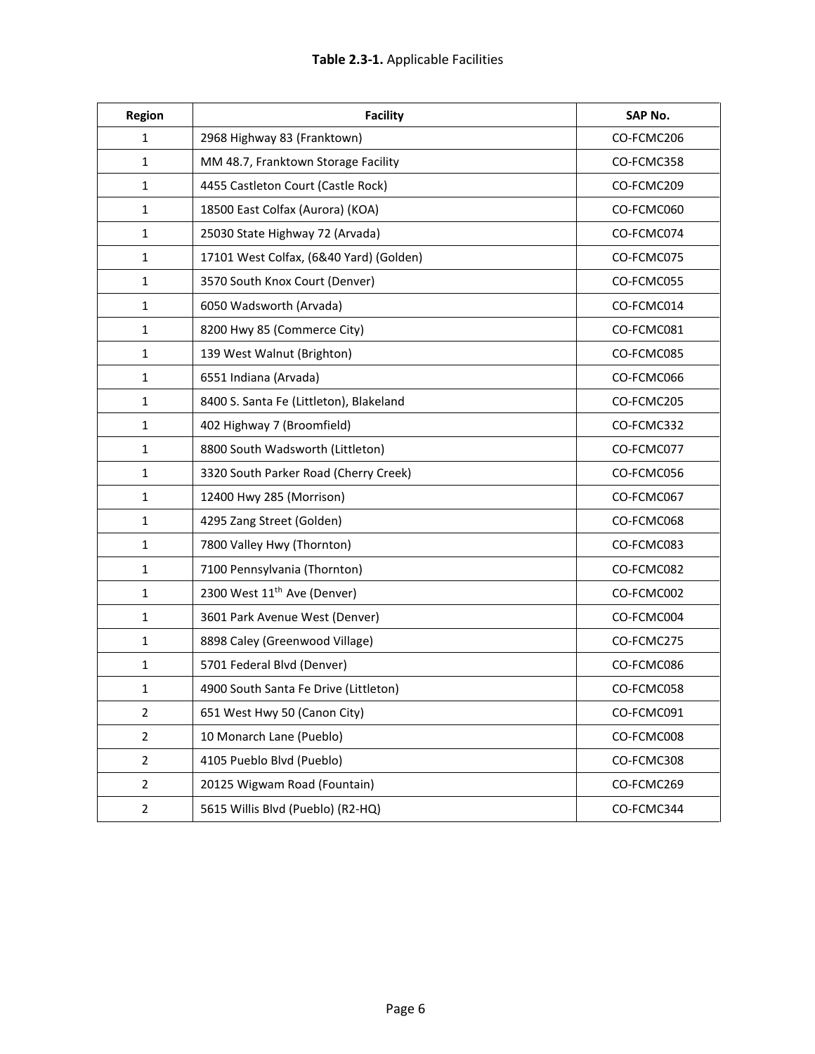**Table 2.3-1.** Applicable Facilities

| Region | Facility | SAP No. |
|---|---|---|
| 1 | 2968 Highway 83 (Franktown) | CO-FCMC206 |
| 1 | MM 48.7, Franktown Storage Facility | CO-FCMC358 |
| 1 | 4455 Castleton Court (Castle Rock) | CO-FCMC209 |
| 1 | 18500 East Colfax (Aurora) (KOA) | CO-FCMC060 |
| 1 | 25030 State Highway 72 (Arvada) | CO-FCMC074 |
| 1 | 17101 West Colfax, (6&40 Yard) (Golden) | CO-FCMC075 |
| 1 | 3570 South Knox Court (Denver) | CO-FCMC055 |
| 1 | 6050 Wadsworth (Arvada) | CO-FCMC014 |
| 1 | 8200 Hwy 85 (Commerce City) | CO-FCMC081 |
| 1 | 139 West Walnut (Brighton) | CO-FCMC085 |
| 1 | 6551 Indiana (Arvada) | CO-FCMC066 |
| 1 | 8400 S. Santa Fe (Littleton), Blakeland | CO-FCMC205 |
| 1 | 402 Highway 7 (Broomfield) | CO-FCMC332 |
| 1 | 8800 South Wadsworth (Littleton) | CO-FCMC077 |
| 1 | 3320 South Parker Road (Cherry Creek) | CO-FCMC056 |
| 1 | 12400 Hwy 285 (Morrison) | CO-FCMC067 |
| 1 | 4295 Zang Street (Golden) | CO-FCMC068 |
| 1 | 7800 Valley Hwy (Thornton) | CO-FCMC083 |
| 1 | 7100 Pennsylvania (Thornton) | CO-FCMC082 |
| 1 | 2300 West 11th Ave (Denver) | CO-FCMC002 |
| 1 | 3601 Park Avenue West (Denver) | CO-FCMC004 |
| 1 | 8898 Caley (Greenwood Village) | CO-FCMC275 |
| 1 | 5701 Federal Blvd (Denver) | CO-FCMC086 |
| 1 | 4900 South Santa Fe Drive (Littleton) | CO-FCMC058 |
| 2 | 651 West Hwy 50 (Canon City) | CO-FCMC091 |
| 2 | 10 Monarch Lane (Pueblo) | CO-FCMC008 |
| 2 | 4105 Pueblo Blvd (Pueblo) | CO-FCMC308 |
| 2 | 20125 Wigwam Road (Fountain) | CO-FCMC269 |
| 2 | 5615 Willis Blvd (Pueblo) (R2-HQ) | CO-FCMC344 |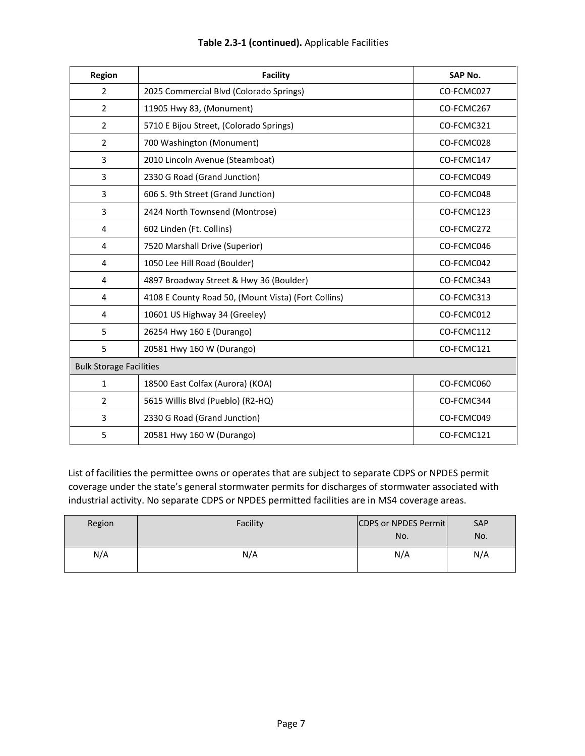**Table 2.3-1 (continued).** Applicable Facilities

| Region | Facility | SAP No. |
|---|---|---|
| 2 | 2025 Commercial Blvd (Colorado Springs) | CO-FCMC027 |
| 2 | 11905 Hwy 83, (Monument) | CO-FCMC267 |
| 2 | 5710 E Bijou Street, (Colorado Springs) | CO-FCMC321 |
| 2 | 700 Washington (Monument) | CO-FCMC028 |
| 3 | 2010 Lincoln Avenue (Steamboat) | CO-FCMC147 |
| 3 | 2330 G Road (Grand Junction) | CO-FCMC049 |
| 3 | 606 S. 9th Street (Grand Junction) | CO-FCMC048 |
| 3 | 2424 North Townsend (Montrose) | CO-FCMC123 |
| 4 | 602 Linden (Ft. Collins) | CO-FCMC272 |
| 4 | 7520 Marshall Drive (Superior) | CO-FCMC046 |
| 4 | 1050 Lee Hill Road (Boulder) | CO-FCMC042 |
| 4 | 4897 Broadway Street & Hwy 36 (Boulder) | CO-FCMC343 |
| 4 | 4108 E County Road 50, (Mount Vista) (Fort Collins) | CO-FCMC313 |
| 4 | 10601 US Highway 34 (Greeley) | CO-FCMC012 |
| 5 | 26254 Hwy 160 E (Durango) | CO-FCMC112 |
| 5 | 20581 Hwy 160 W (Durango) | CO-FCMC121 |
| Bulk Storage Facilities | | |
| 1 | 18500 East Colfax (Aurora) (KOA) | CO-FCMC060 |
| 2 | 5615 Willis Blvd (Pueblo) (R2-HQ) | CO-FCMC344 |
| 3 | 2330 G Road (Grand Junction) | CO-FCMC049 |
| 5 | 20581 Hwy 160 W (Durango) | CO-FCMC121 |

List of facilities the permittee owns or operates that are subject to separate CDPS or NPDES permit coverage under the state's general stormwater permits for discharges of stormwater associated with industrial activity. No separate CDPS or NPDES permitted facilities are in MS4 coverage areas.

| Region | Facility | CDPS or NPDES Permit No. | SAP No. |
|---|---|---|---|
| N/A | N/A | N/A | N/A |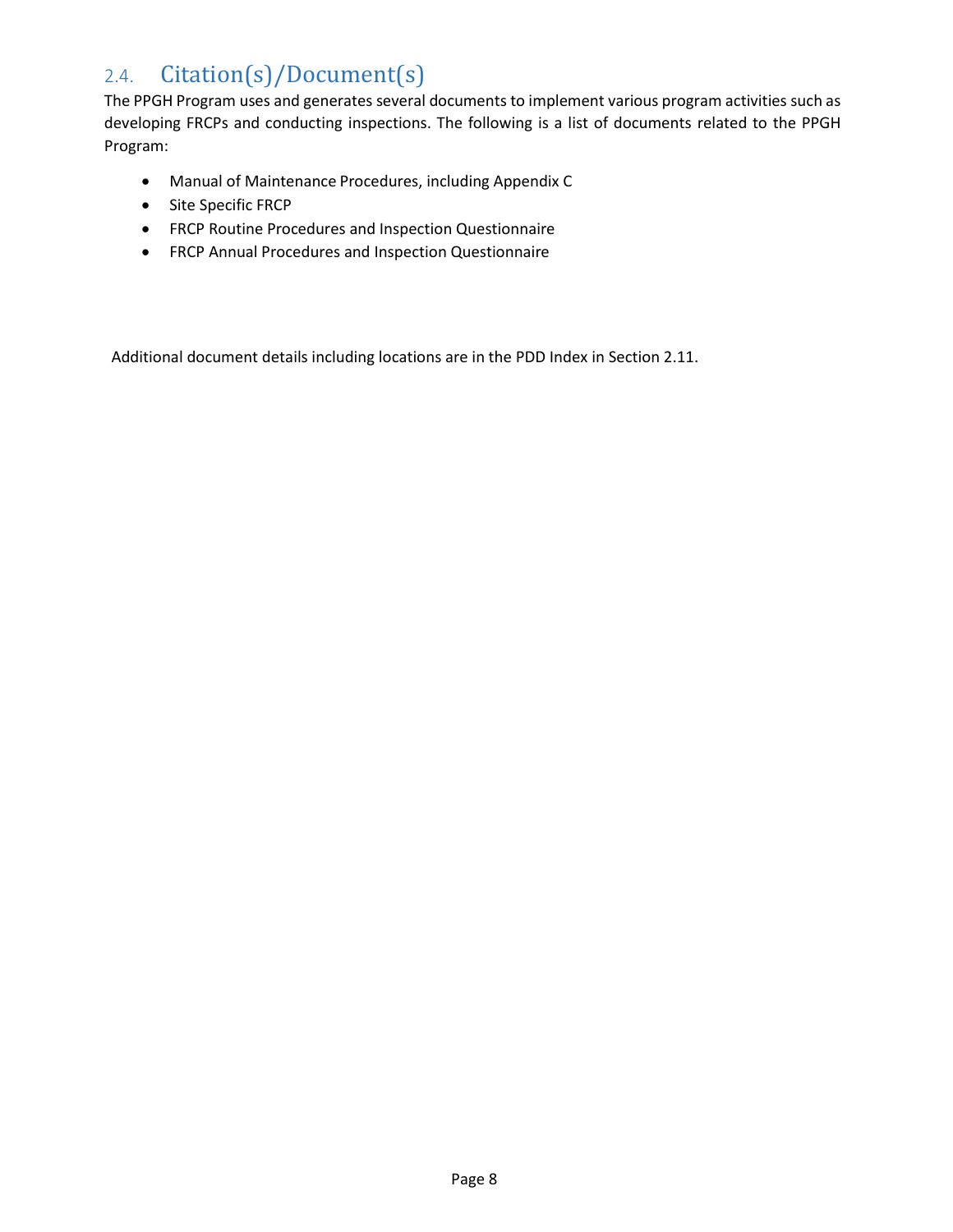## 2.4. Citation(s)/Document(s)

The PPGH Program uses and generates several documents to implement various program activities such as developing FRCPs and conducting inspections. The following is a list of documents related to the PPGH Program:

- Manual of Maintenance Procedures, including Appendix C
- Site Specific FRCP
- FRCP Routine Procedures and Inspection Questionnaire
- FRCP Annual Procedures and Inspection Questionnaire

Additional document details including locations are in the PDD Index in Section 2.11.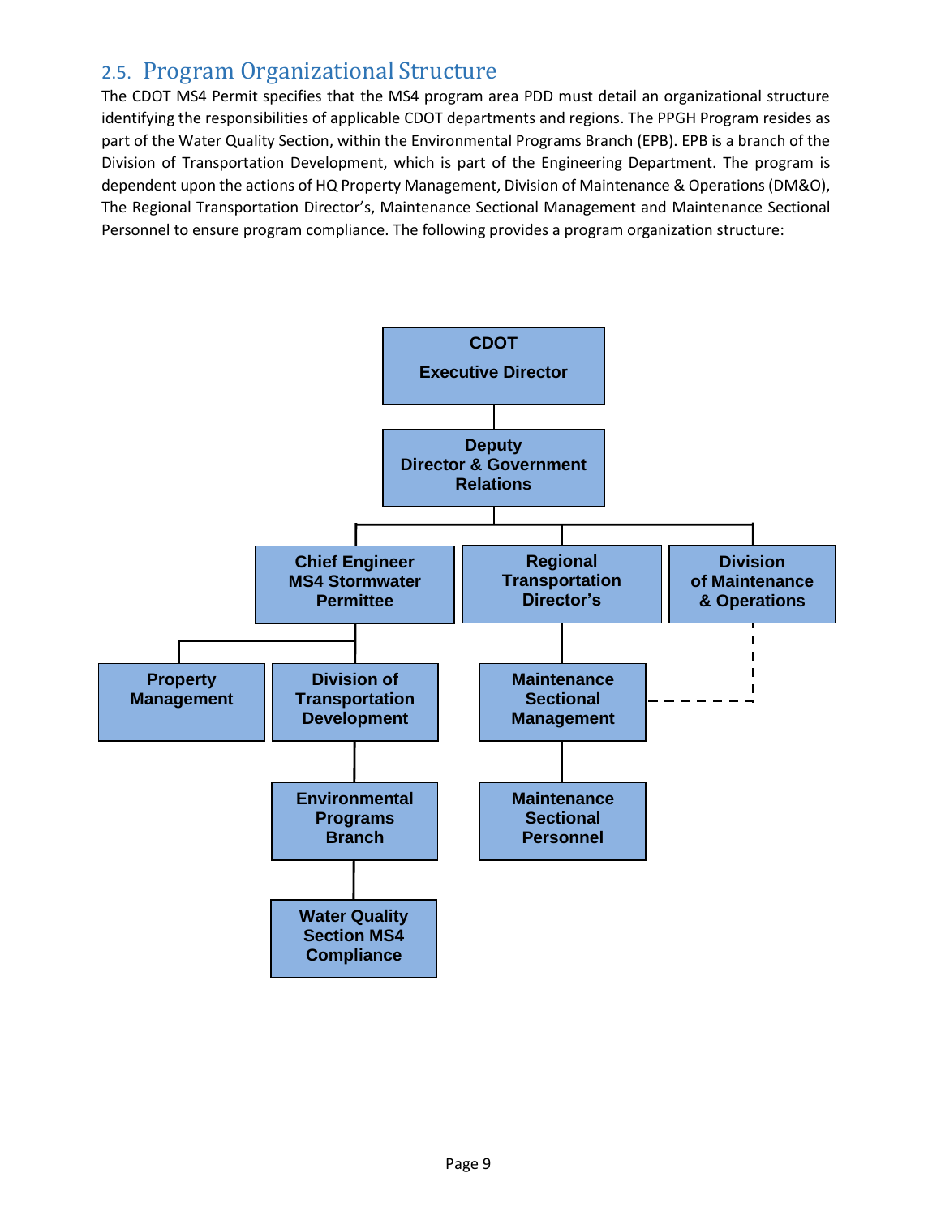## 2.5. Program Organizational Structure

The CDOT MS4 Permit specifies that the MS4 program area PDD must detail an organizational structure identifying the responsibilities of applicable CDOT departments and regions. The PPGH Program resides as part of the Water Quality Section, within the Environmental Programs Branch (EPB). EPB is a branch of the Division of Transportation Development, which is part of the Engineering Department. The program is dependent upon the actions of HQ Property Management, Division of Maintenance & Operations (DM&O), The Regional Transportation Director's, Maintenance Sectional Management and Maintenance Sectional Personnel to ensure program compliance. The following provides a program organization structure:

- **CDOT Executive Director**
  - **Deputy Director & Government Relations**
    - **Chief Engineer MS4 Stormwater Permittee**
      - **Property Management**
      - **Division of Transportation Development**
        - **Environmental Programs Branch**
          - **Water Quality Section MS4 Compliance**
    - **Regional Transportation Director's**
      - **Maintenance Sectional Management** (dashed line to Division of Maintenance & Operations)
        - **Maintenance Sectional Personnel**
    - **Division of Maintenance & Operations**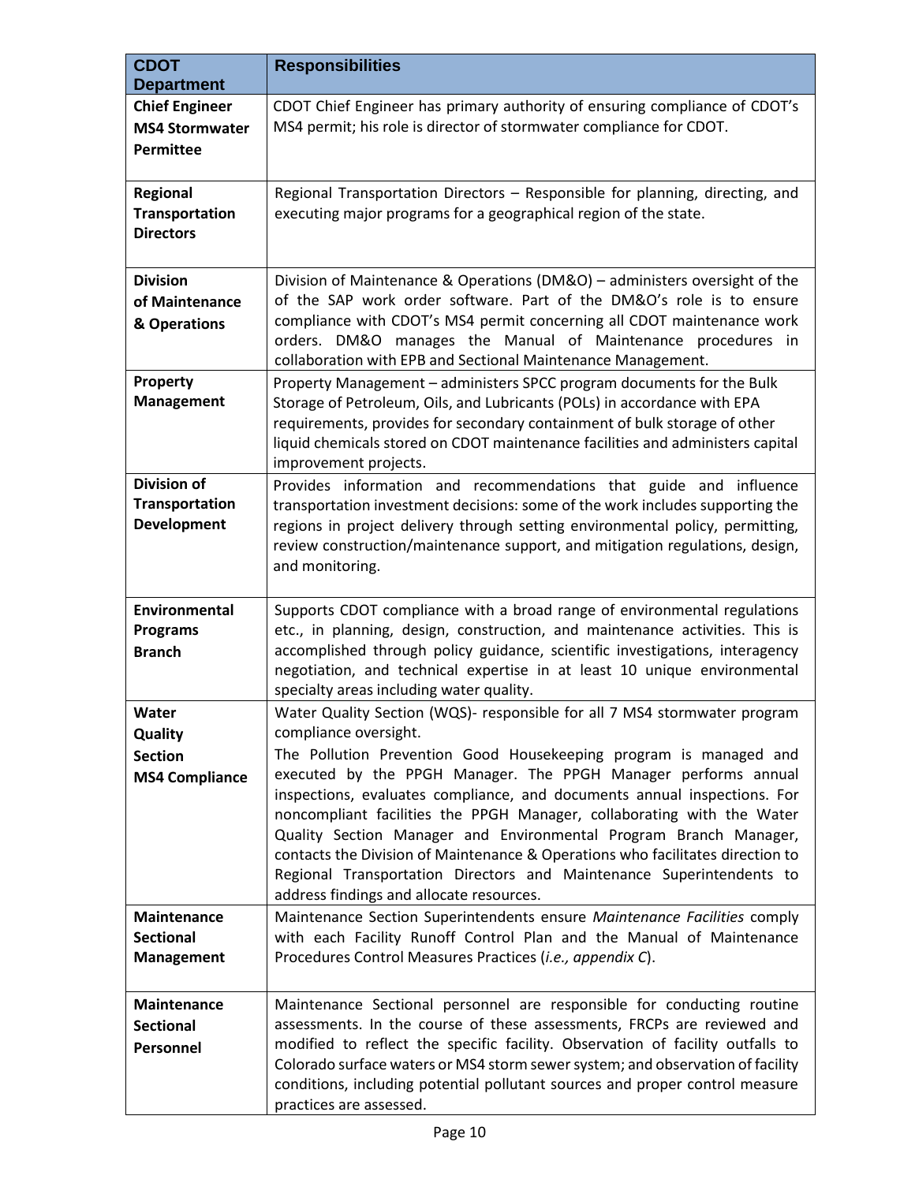| CDOT Department | Responsibilities |
|---|---|
| **Chief Engineer MS4 Stormwater Permittee** | CDOT Chief Engineer has primary authority of ensuring compliance of CDOT's MS4 permit; his role is director of stormwater compliance for CDOT. |
| **Regional Transportation Directors** | Regional Transportation Directors – Responsible for planning, directing, and executing major programs for a geographical region of the state. |
| **Division of Maintenance & Operations** | Division of Maintenance & Operations (DM&O) – administers oversight of the of the SAP work order software. Part of the DM&O's role is to ensure compliance with CDOT's MS4 permit concerning all CDOT maintenance work orders. DM&O manages the Manual of Maintenance procedures in collaboration with EPB and Sectional Maintenance Management. |
| **Property Management** | Property Management – administers SPCC program documents for the Bulk Storage of Petroleum, Oils, and Lubricants (POLs) in accordance with EPA requirements, provides for secondary containment of bulk storage of other liquid chemicals stored on CDOT maintenance facilities and administers capital improvement projects. |
| **Division of Transportation Development** | Provides information and recommendations that guide and influence transportation investment decisions: some of the work includes supporting the regions in project delivery through setting environmental policy, permitting, review construction/maintenance support, and mitigation regulations, design, and monitoring. |
| **Environmental Programs Branch** | Supports CDOT compliance with a broad range of environmental regulations etc., in planning, design, construction, and maintenance activities. This is accomplished through policy guidance, scientific investigations, interagency negotiation, and technical expertise in at least 10 unique environmental specialty areas including water quality. |
| **Water Quality Section MS4 Compliance** | Water Quality Section (WQS)- responsible for all 7 MS4 stormwater program compliance oversight.<br><br>The Pollution Prevention Good Housekeeping program is managed and executed by the PPGH Manager. The PPGH Manager performs annual inspections, evaluates compliance, and documents annual inspections. For noncompliant facilities the PPGH Manager, collaborating with the Water Quality Section Manager and Environmental Program Branch Manager, contacts the Division of Maintenance & Operations who facilitates direction to Regional Transportation Directors and Maintenance Superintendents to address findings and allocate resources. |
| **Maintenance Sectional Management** | Maintenance Section Superintendents ensure *Maintenance Facilities* comply with each Facility Runoff Control Plan and the Manual of Maintenance Procedures Control Measures Practices (*i.e., appendix C*). |
| **Maintenance Sectional Personnel** | Maintenance Sectional personnel are responsible for conducting routine assessments. In the course of these assessments, FRCPs are reviewed and modified to reflect the specific facility. Observation of facility outfalls to Colorado surface waters or MS4 storm sewer system; and observation of facility conditions, including potential pollutant sources and proper control measure practices are assessed. |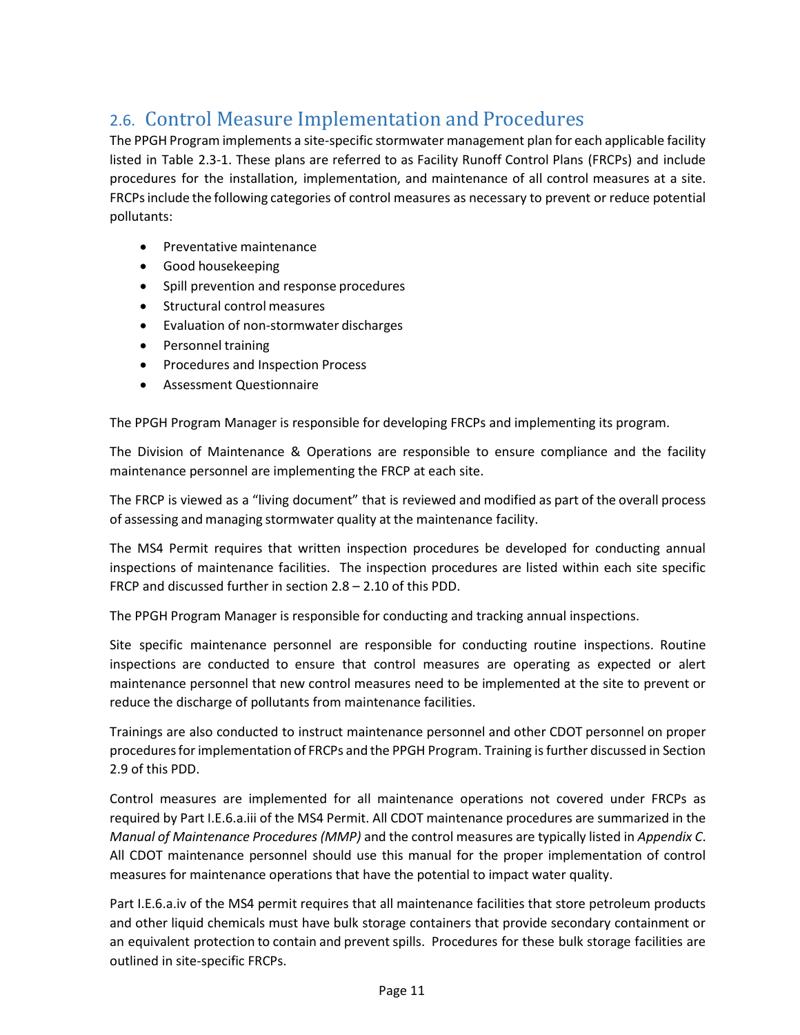## 2.6. Control Measure Implementation and Procedures

The PPGH Program implements a site-specific stormwater management plan for each applicable facility listed in Table 2.3-1. These plans are referred to as Facility Runoff Control Plans (FRCPs) and include procedures for the installation, implementation, and maintenance of all control measures at a site. FRCPs include the following categories of control measures as necessary to prevent or reduce potential pollutants:

- Preventative maintenance
- Good housekeeping
- Spill prevention and response procedures
- Structural control measures
- Evaluation of non-stormwater discharges
- Personnel training
- Procedures and Inspection Process
- Assessment Questionnaire

The PPGH Program Manager is responsible for developing FRCPs and implementing its program.

The Division of Maintenance & Operations are responsible to ensure compliance and the facility maintenance personnel are implementing the FRCP at each site.

The FRCP is viewed as a "living document" that is reviewed and modified as part of the overall process of assessing and managing stormwater quality at the maintenance facility.

The MS4 Permit requires that written inspection procedures be developed for conducting annual inspections of maintenance facilities. The inspection procedures are listed within each site specific FRCP and discussed further in section 2.8 – 2.10 of this PDD.

The PPGH Program Manager is responsible for conducting and tracking annual inspections.

Site specific maintenance personnel are responsible for conducting routine inspections. Routine inspections are conducted to ensure that control measures are operating as expected or alert maintenance personnel that new control measures need to be implemented at the site to prevent or reduce the discharge of pollutants from maintenance facilities.

Trainings are also conducted to instruct maintenance personnel and other CDOT personnel on proper procedures for implementation of FRCPs and the PPGH Program. Training is further discussed in Section 2.9 of this PDD.

Control measures are implemented for all maintenance operations not covered under FRCPs as required by Part I.E.6.a.iii of the MS4 Permit. All CDOT maintenance procedures are summarized in the *Manual of Maintenance Procedures (MMP)* and the control measures are typically listed in *Appendix C*. All CDOT maintenance personnel should use this manual for the proper implementation of control measures for maintenance operations that have the potential to impact water quality.

Part I.E.6.a.iv of the MS4 permit requires that all maintenance facilities that store petroleum products and other liquid chemicals must have bulk storage containers that provide secondary containment or an equivalent protection to contain and prevent spills. Procedures for these bulk storage facilities are outlined in site-specific FRCPs.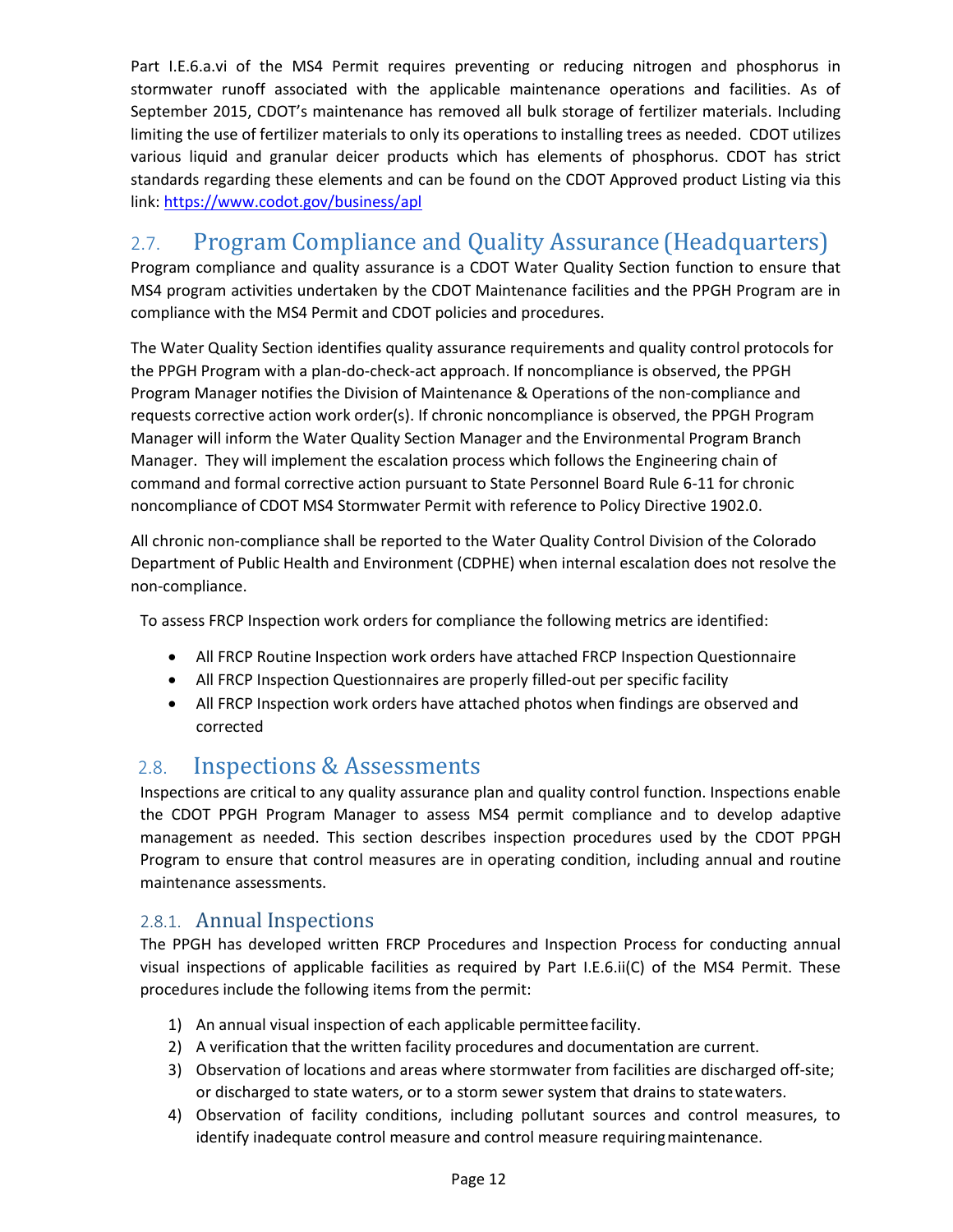Part I.E.6.a.vi of the MS4 Permit requires preventing or reducing nitrogen and phosphorus in stormwater runoff associated with the applicable maintenance operations and facilities. As of September 2015, CDOT's maintenance has removed all bulk storage of fertilizer materials. Including limiting the use of fertilizer materials to only its operations to installing trees as needed. CDOT utilizes various liquid and granular deicer products which has elements of phosphorus. CDOT has strict standards regarding these elements and can be found on the CDOT Approved product Listing via this link: https://www.codot.gov/business/apl

## 2.7. Program Compliance and Quality Assurance (Headquarters)

Program compliance and quality assurance is a CDOT Water Quality Section function to ensure that MS4 program activities undertaken by the CDOT Maintenance facilities and the PPGH Program are in compliance with the MS4 Permit and CDOT policies and procedures.

The Water Quality Section identifies quality assurance requirements and quality control protocols for the PPGH Program with a plan-do-check-act approach. If noncompliance is observed, the PPGH Program Manager notifies the Division of Maintenance & Operations of the non-compliance and requests corrective action work order(s). If chronic noncompliance is observed, the PPGH Program Manager will inform the Water Quality Section Manager and the Environmental Program Branch Manager. They will implement the escalation process which follows the Engineering chain of command and formal corrective action pursuant to State Personnel Board Rule 6-11 for chronic noncompliance of CDOT MS4 Stormwater Permit with reference to Policy Directive 1902.0.

All chronic non-compliance shall be reported to the Water Quality Control Division of the Colorado Department of Public Health and Environment (CDPHE) when internal escalation does not resolve the non-compliance.

To assess FRCP Inspection work orders for compliance the following metrics are identified:

- All FRCP Routine Inspection work orders have attached FRCP Inspection Questionnaire
- All FRCP Inspection Questionnaires are properly filled-out per specific facility
- All FRCP Inspection work orders have attached photos when findings are observed and corrected

## 2.8. Inspections & Assessments

Inspections are critical to any quality assurance plan and quality control function. Inspections enable the CDOT PPGH Program Manager to assess MS4 permit compliance and to develop adaptive management as needed. This section describes inspection procedures used by the CDOT PPGH Program to ensure that control measures are in operating condition, including annual and routine maintenance assessments.

### 2.8.1. Annual Inspections

The PPGH has developed written FRCP Procedures and Inspection Process for conducting annual visual inspections of applicable facilities as required by Part I.E.6.ii(C) of the MS4 Permit. These procedures include the following items from the permit:

1) An annual visual inspection of each applicable permittee facility.
2) A verification that the written facility procedures and documentation are current.
3) Observation of locations and areas where stormwater from facilities are discharged off-site; or discharged to state waters, or to a storm sewer system that drains to state waters.
4) Observation of facility conditions, including pollutant sources and control measures, to identify inadequate control measure and control measure requiring maintenance.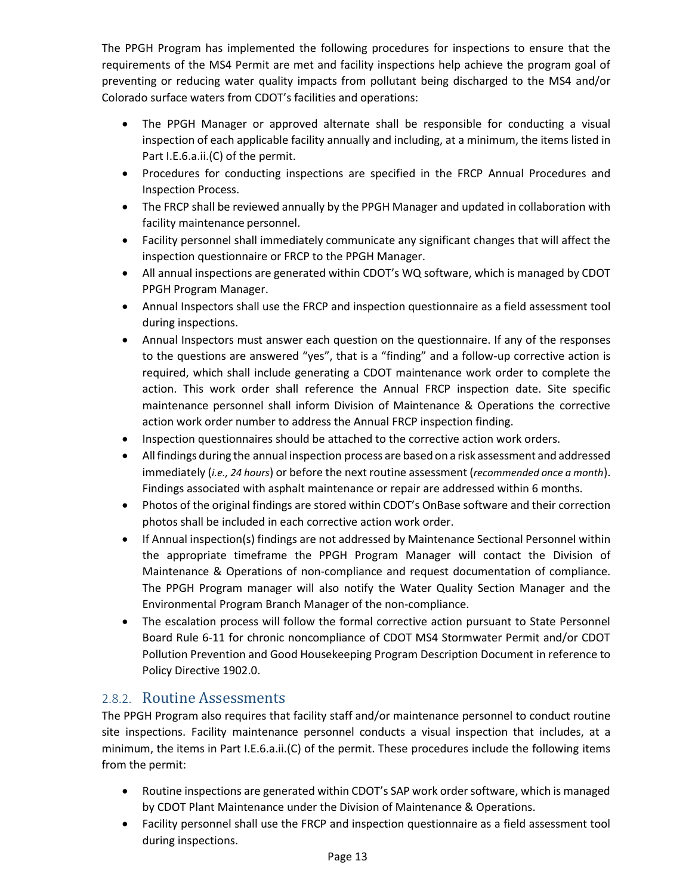The PPGH Program has implemented the following procedures for inspections to ensure that the requirements of the MS4 Permit are met and facility inspections help achieve the program goal of preventing or reducing water quality impacts from pollutant being discharged to the MS4 and/or Colorado surface waters from CDOT's facilities and operations:

- The PPGH Manager or approved alternate shall be responsible for conducting a visual inspection of each applicable facility annually and including, at a minimum, the items listed in Part I.E.6.a.ii.(C) of the permit.
- Procedures for conducting inspections are specified in the FRCP Annual Procedures and Inspection Process.
- The FRCP shall be reviewed annually by the PPGH Manager and updated in collaboration with facility maintenance personnel.
- Facility personnel shall immediately communicate any significant changes that will affect the inspection questionnaire or FRCP to the PPGH Manager.
- All annual inspections are generated within CDOT's WQ software, which is managed by CDOT PPGH Program Manager.
- Annual Inspectors shall use the FRCP and inspection questionnaire as a field assessment tool during inspections.
- Annual Inspectors must answer each question on the questionnaire. If any of the responses to the questions are answered "yes", that is a "finding" and a follow-up corrective action is required, which shall include generating a CDOT maintenance work order to complete the action. This work order shall reference the Annual FRCP inspection date. Site specific maintenance personnel shall inform Division of Maintenance & Operations the corrective action work order number to address the Annual FRCP inspection finding.
- Inspection questionnaires should be attached to the corrective action work orders.
- All findings during the annual inspection process are based on a risk assessment and addressed immediately (*i.e., 24 hours*) or before the next routine assessment (*recommended once a month*). Findings associated with asphalt maintenance or repair are addressed within 6 months.
- Photos of the original findings are stored within CDOT's OnBase software and their correction photos shall be included in each corrective action work order.
- If Annual inspection(s) findings are not addressed by Maintenance Sectional Personnel within the appropriate timeframe the PPGH Program Manager will contact the Division of Maintenance & Operations of non-compliance and request documentation of compliance. The PPGH Program manager will also notify the Water Quality Section Manager and the Environmental Program Branch Manager of the non-compliance.
- The escalation process will follow the formal corrective action pursuant to State Personnel Board Rule 6-11 for chronic noncompliance of CDOT MS4 Stormwater Permit and/or CDOT Pollution Prevention and Good Housekeeping Program Description Document in reference to Policy Directive 1902.0.

### 2.8.2. Routine Assessments

The PPGH Program also requires that facility staff and/or maintenance personnel to conduct routine site inspections. Facility maintenance personnel conducts a visual inspection that includes, at a minimum, the items in Part I.E.6.a.ii.(C) of the permit. These procedures include the following items from the permit:

- Routine inspections are generated within CDOT's SAP work order software, which is managed by CDOT Plant Maintenance under the Division of Maintenance & Operations.
- Facility personnel shall use the FRCP and inspection questionnaire as a field assessment tool during inspections.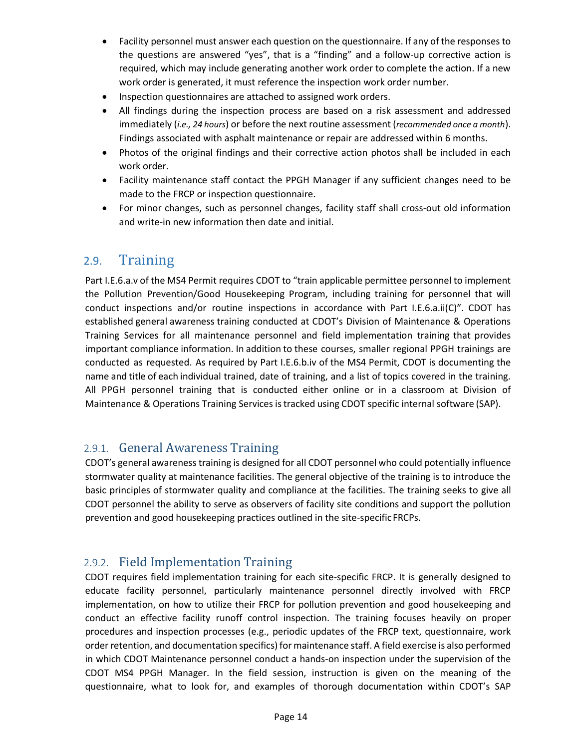- Facility personnel must answer each question on the questionnaire. If any of the responses to the questions are answered "yes", that is a "finding" and a follow-up corrective action is required, which may include generating another work order to complete the action. If a new work order is generated, it must reference the inspection work order number.
- Inspection questionnaires are attached to assigned work orders.
- All findings during the inspection process are based on a risk assessment and addressed immediately (*i.e., 24 hours*) or before the next routine assessment (*recommended once a month*). Findings associated with asphalt maintenance or repair are addressed within 6 months.
- Photos of the original findings and their corrective action photos shall be included in each work order.
- Facility maintenance staff contact the PPGH Manager if any sufficient changes need to be made to the FRCP or inspection questionnaire.
- For minor changes, such as personnel changes, facility staff shall cross-out old information and write-in new information then date and initial.

## 2.9. Training

Part I.E.6.a.v of the MS4 Permit requires CDOT to "train applicable permittee personnel to implement the Pollution Prevention/Good Housekeeping Program, including training for personnel that will conduct inspections and/or routine inspections in accordance with Part I.E.6.a.ii(C)". CDOT has established general awareness training conducted at CDOT's Division of Maintenance & Operations Training Services for all maintenance personnel and field implementation training that provides important compliance information. In addition to these courses, smaller regional PPGH trainings are conducted as requested. As required by Part I.E.6.b.iv of the MS4 Permit, CDOT is documenting the name and title of each individual trained, date of training, and a list of topics covered in the training. All PPGH personnel training that is conducted either online or in a classroom at Division of Maintenance & Operations Training Services is tracked using CDOT specific internal software (SAP).

### 2.9.1. General Awareness Training

CDOT's general awareness training is designed for all CDOT personnel who could potentially influence stormwater quality at maintenance facilities. The general objective of the training is to introduce the basic principles of stormwater quality and compliance at the facilities. The training seeks to give all CDOT personnel the ability to serve as observers of facility site conditions and support the pollution prevention and good housekeeping practices outlined in the site-specific FRCPs.

### 2.9.2. Field Implementation Training

CDOT requires field implementation training for each site-specific FRCP. It is generally designed to educate facility personnel, particularly maintenance personnel directly involved with FRCP implementation, on how to utilize their FRCP for pollution prevention and good housekeeping and conduct an effective facility runoff control inspection. The training focuses heavily on proper procedures and inspection processes (e.g., periodic updates of the FRCP text, questionnaire, work order retention, and documentation specifics) for maintenance staff. A field exercise is also performed in which CDOT Maintenance personnel conduct a hands-on inspection under the supervision of the CDOT MS4 PPGH Manager. In the field session, instruction is given on the meaning of the questionnaire, what to look for, and examples of thorough documentation within CDOT's SAP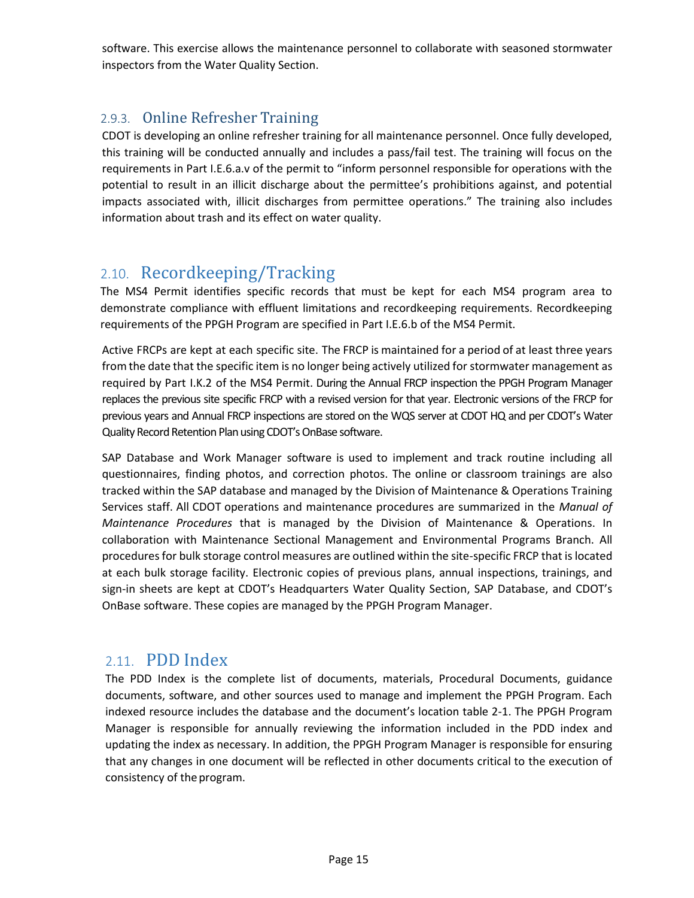software. This exercise allows the maintenance personnel to collaborate with seasoned stormwater inspectors from the Water Quality Section.

### 2.9.3. Online Refresher Training

CDOT is developing an online refresher training for all maintenance personnel. Once fully developed, this training will be conducted annually and includes a pass/fail test. The training will focus on the requirements in Part I.E.6.a.v of the permit to "inform personnel responsible for operations with the potential to result in an illicit discharge about the permittee's prohibitions against, and potential impacts associated with, illicit discharges from permittee operations." The training also includes information about trash and its effect on water quality.

## 2.10. Recordkeeping/Tracking

The MS4 Permit identifies specific records that must be kept for each MS4 program area to demonstrate compliance with effluent limitations and recordkeeping requirements. Recordkeeping requirements of the PPGH Program are specified in Part I.E.6.b of the MS4 Permit.

Active FRCPs are kept at each specific site. The FRCP is maintained for a period of at least three years from the date that the specific item is no longer being actively utilized for stormwater management as required by Part I.K.2 of the MS4 Permit. During the Annual FRCP inspection the PPGH Program Manager replaces the previous site specific FRCP with a revised version for that year. Electronic versions of the FRCP for previous years and Annual FRCP inspections are stored on the WQS server at CDOT HQ and per CDOT's Water Quality Record Retention Plan using CDOT's OnBase software.

SAP Database and Work Manager software is used to implement and track routine including all questionnaires, finding photos, and correction photos. The online or classroom trainings are also tracked within the SAP database and managed by the Division of Maintenance & Operations Training Services staff. All CDOT operations and maintenance procedures are summarized in the *Manual of Maintenance Procedures* that is managed by the Division of Maintenance & Operations. In collaboration with Maintenance Sectional Management and Environmental Programs Branch. All procedures for bulk storage control measures are outlined within the site-specific FRCP that is located at each bulk storage facility. Electronic copies of previous plans, annual inspections, trainings, and sign-in sheets are kept at CDOT's Headquarters Water Quality Section, SAP Database, and CDOT's OnBase software. These copies are managed by the PPGH Program Manager.

## 2.11. PDD Index

The PDD Index is the complete list of documents, materials, Procedural Documents, guidance documents, software, and other sources used to manage and implement the PPGH Program. Each indexed resource includes the database and the document's location table 2-1. The PPGH Program Manager is responsible for annually reviewing the information included in the PDD index and updating the index as necessary. In addition, the PPGH Program Manager is responsible for ensuring that any changes in one document will be reflected in other documents critical to the execution of consistency of the program.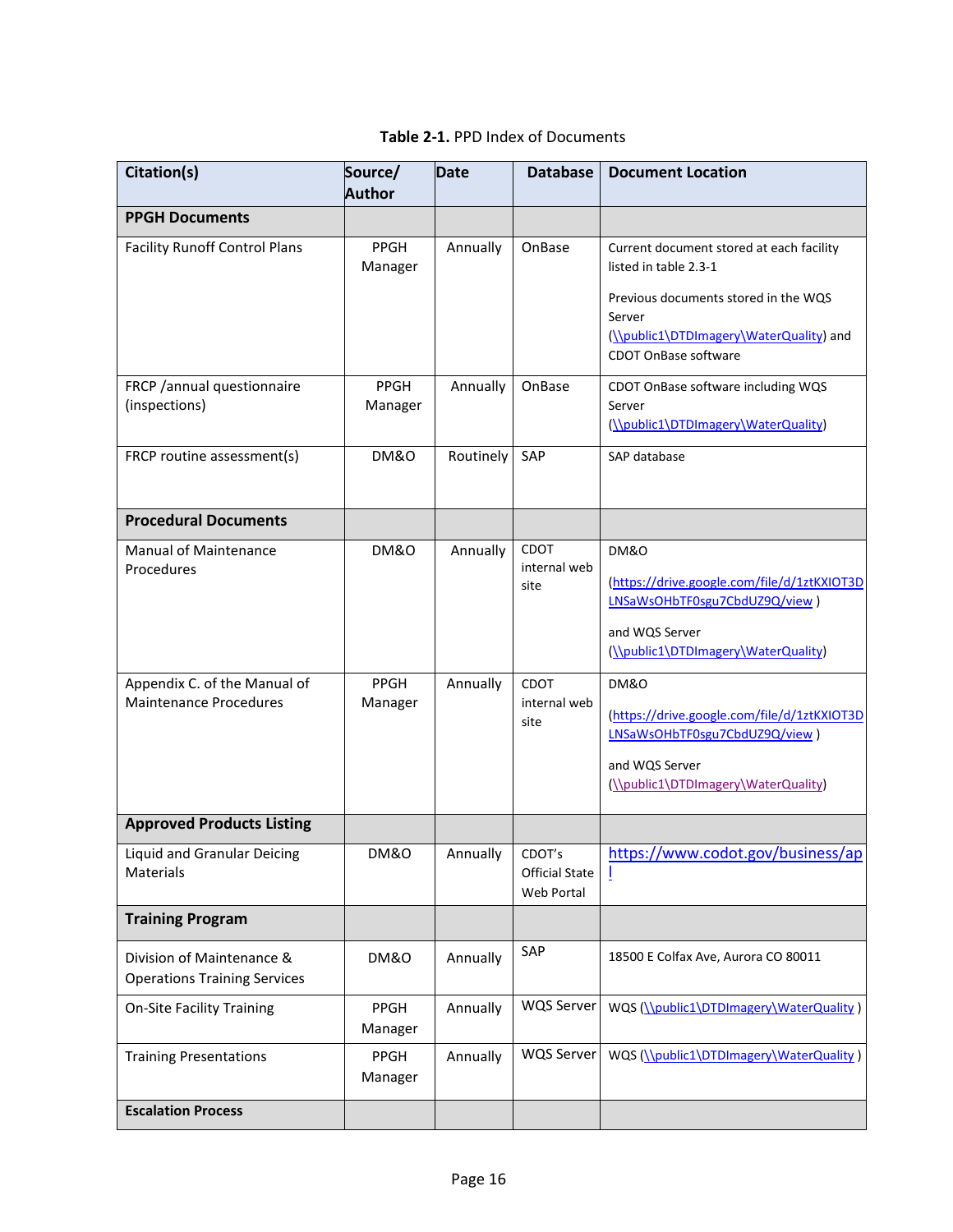**Table 2-1.** PPD Index of Documents

| Citation(s) | Source/ Author | Date | Database | Document Location |
|---|---|---|---|---|
| **PPGH Documents** | | | | |
| Facility Runoff Control Plans | PPGH Manager | Annually | OnBase | Current document stored at each facility listed in table 2.3-1<br><br>Previous documents stored in the WQS Server (\\public1\DTDImagery\WaterQuality) and CDOT OnBase software |
| FRCP /annual questionnaire (inspections) | PPGH Manager | Annually | OnBase | CDOT OnBase software including WQS Server (\\public1\DTDImagery\WaterQuality) |
| FRCP routine assessment(s) | DM&O | Routinely | SAP | SAP database |
| **Procedural Documents** | | | | |
| Manual of Maintenance Procedures | DM&O | Annually | CDOT internal web site | DM&O<br><br>(https://drive.google.com/file/d/1ztKXIOT3DLNSaWsOHbTF0sgu7CbdUZ9Q/view )<br><br>and WQS Server (\\public1\DTDImagery\WaterQuality) |
| Appendix C. of the Manual of Maintenance Procedures | PPGH Manager | Annually | CDOT internal web site | DM&O<br><br>(https://drive.google.com/file/d/1ztKXIOT3DLNSaWsOHbTF0sgu7CbdUZ9Q/view )<br><br>and WQS Server (\\public1\DTDImagery\WaterQuality) |
| **Approved Products Listing** | | | | |
| Liquid and Granular Deicing Materials | DM&O | Annually | CDOT's Official State Web Portal | https://www.codot.gov/business/apl |
| **Training Program** | | | | |
| Division of Maintenance & Operations Training Services | DM&O | Annually | SAP | 18500 E Colfax Ave, Aurora CO 80011 |
| On-Site Facility Training | PPGH Manager | Annually | WQS Server | WQS (\\public1\DTDImagery\WaterQuality ) |
| Training Presentations | PPGH Manager | Annually | WQS Server | WQS (\\public1\DTDImagery\WaterQuality ) |
| **Escalation Process** | | | | |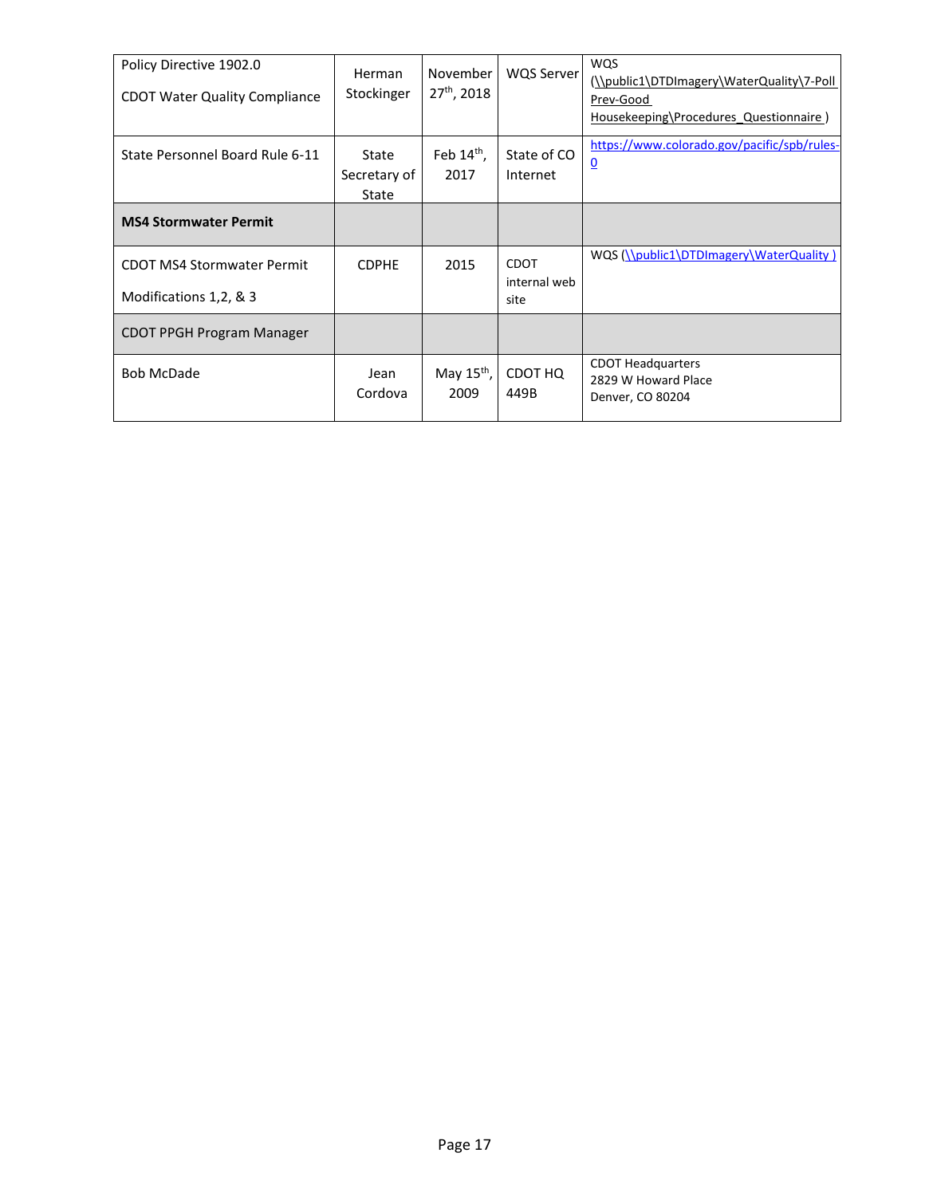| Policy Directive 1902.0<br><br>CDOT Water Quality Compliance | Herman Stockinger | November 27th, 2018 | WQS Server | WQS (\\public1\DTDImagery\WaterQuality\7-Poll Prev-Good Housekeeping\Procedures_Questionnaire ) |
|---|---|---|---|---|
| State Personnel Board Rule 6-11 | State Secretary of State | Feb 14th, 2017 | State of CO Internet | https://www.colorado.gov/pacific/spb/rules-0 |
| **MS4 Stormwater Permit** | | | | |
| CDOT MS4 Stormwater Permit<br><br>Modifications 1,2, & 3 | CDPHE | 2015 | CDOT internal web site | WQS (\\public1\DTDImagery\WaterQuality ) |
| CDOT PPGH Program Manager | | | | |
| Bob McDade | Jean Cordova | May 15th, 2009 | CDOT HQ 449B | CDOT Headquarters<br>2829 W Howard Place<br>Denver, CO 80204 |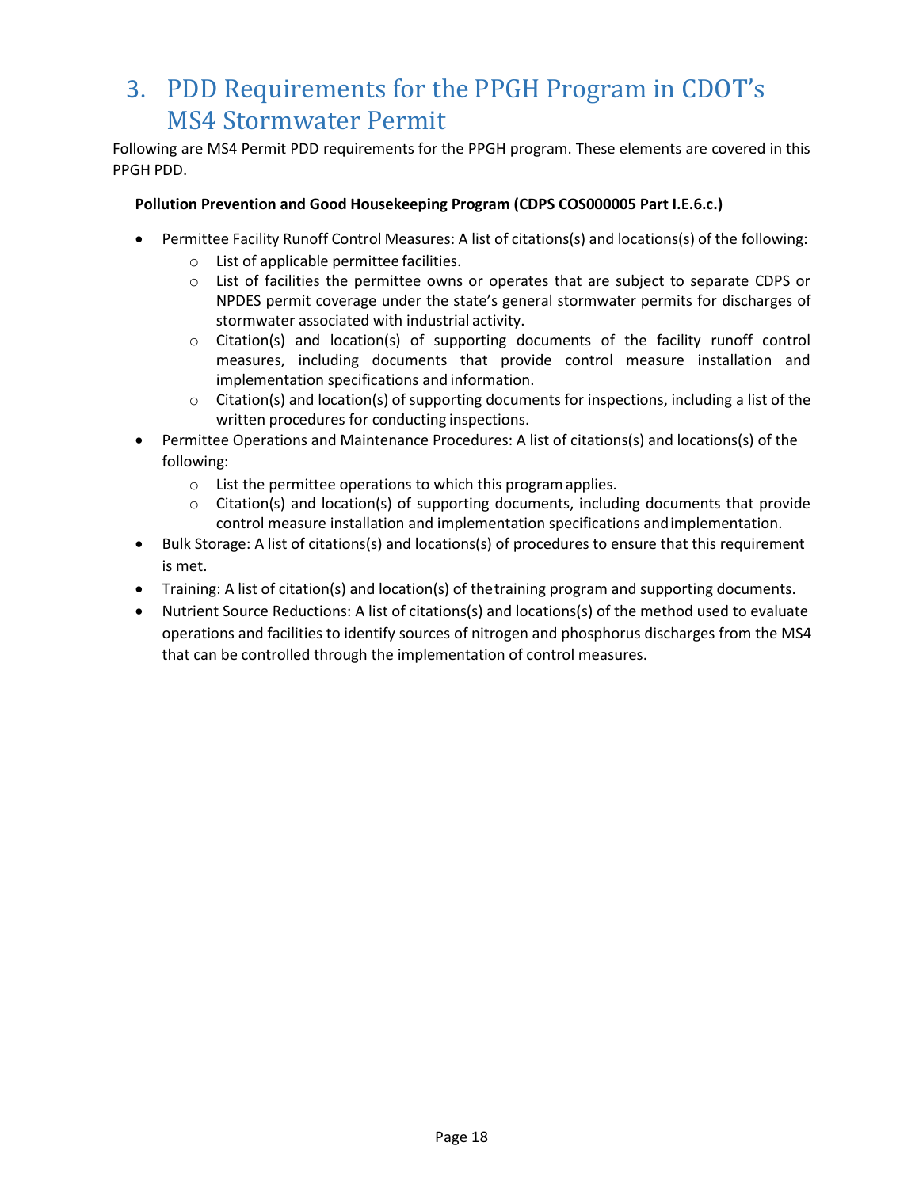# 3. PDD Requirements for the PPGH Program in CDOT's MS4 Stormwater Permit

Following are MS4 Permit PDD requirements for the PPGH program. These elements are covered in this PPGH PDD.

**Pollution Prevention and Good Housekeeping Program (CDPS COS000005 Part I.E.6.c.)**

- Permittee Facility Runoff Control Measures: A list of citations(s) and locations(s) of the following:
  - List of applicable permittee facilities.
  - List of facilities the permittee owns or operates that are subject to separate CDPS or NPDES permit coverage under the state's general stormwater permits for discharges of stormwater associated with industrial activity.
  - Citation(s) and location(s) of supporting documents of the facility runoff control measures, including documents that provide control measure installation and implementation specifications and information.
  - Citation(s) and location(s) of supporting documents for inspections, including a list of the written procedures for conducting inspections.
- Permittee Operations and Maintenance Procedures: A list of citations(s) and locations(s) of the following:
  - List the permittee operations to which this program applies.
  - Citation(s) and location(s) of supporting documents, including documents that provide control measure installation and implementation specifications and implementation.
- Bulk Storage: A list of citations(s) and locations(s) of procedures to ensure that this requirement is met.
- Training: A list of citation(s) and location(s) of the training program and supporting documents.
- Nutrient Source Reductions: A list of citations(s) and locations(s) of the method used to evaluate operations and facilities to identify sources of nitrogen and phosphorus discharges from the MS4 that can be controlled through the implementation of control measures.